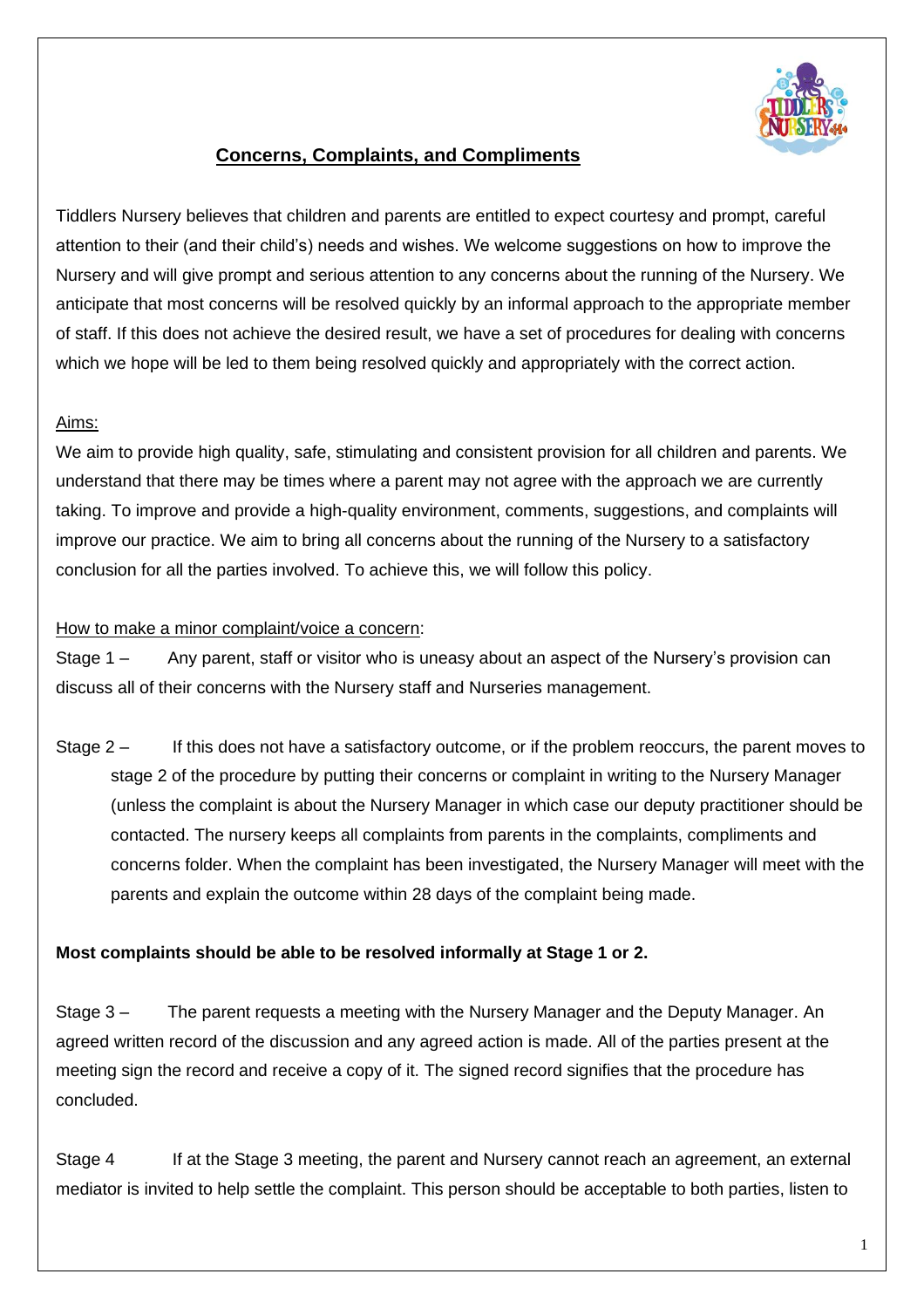## Concerns, Complaints, and Compliments

Tiddlers Nursery believes that children and parents are entitled to expect courtesy and prompt, careful attention to their (and their child's) needs and wishes. We welcome suggestions on how to improve the Nursery and will give prompt and serious attention to any concerns about the running of the Nursery. We anticipate that most concerns will be resolved quickly by an informal approach to the appropriate member of staff. If this does not achieve the desired result, we have a set of procedures for dealing with concerns which we hope will be led to them being resolved quickly and appropriately with the correct action.

Aims:

We aim to provide high quality, safe, stimulating and consistent provision for all children and parents. We understand that there may be times where a parent may not agree with the approach we are currently taking. To improve and provide a high-quality environment, comments, suggestions, and complaints will improve our practice. We aim to bring all concerns about the running of the Nursery to a satisfactory conclusion for all the parties involved. To achieve this, we will follow this policy.

How to make a minor complaint/voice a concern:

Stage 1 – Any parent, staff or visitor who is uneasy about an aspect of the Nursery's provision can discuss all of their concerns with the Nursery staff and Nurseries management.

Stage 2 – If this does not have a satisfactory outcome, or if the problem reoccurs, the parent moves to stage 2 of the procedure by putting their concerns or complaint in writing to the Nursery Manager (unless the complaint is about the Nursery Manager in which case our deputy practitioner should be contacted. The nursery keeps all complaints from parents in the complaints, compliments and concerns folder. When the complaint has been investigated, the Nursery Manager will meet with the parents and explain the outcome within 28 days of the complaint being made.

**Most complaints should be able to be resolved informally at Stage 1 or 2.**

Stage 3 – The parent requests a meeting with the Nursery Manager and the Deputy Manager. An agreed written record of the discussion and any agreed action is made. All of the parties present at the meeting sign the record and receive a copy of it. The signed record signifies that the procedure has concluded.

Stage 4 If at the Stage 3 meeting, the parent and Nursery cannot reach an agreement, an external mediator is invited to help settle the complaint. This person should be acceptable to both parties, listen to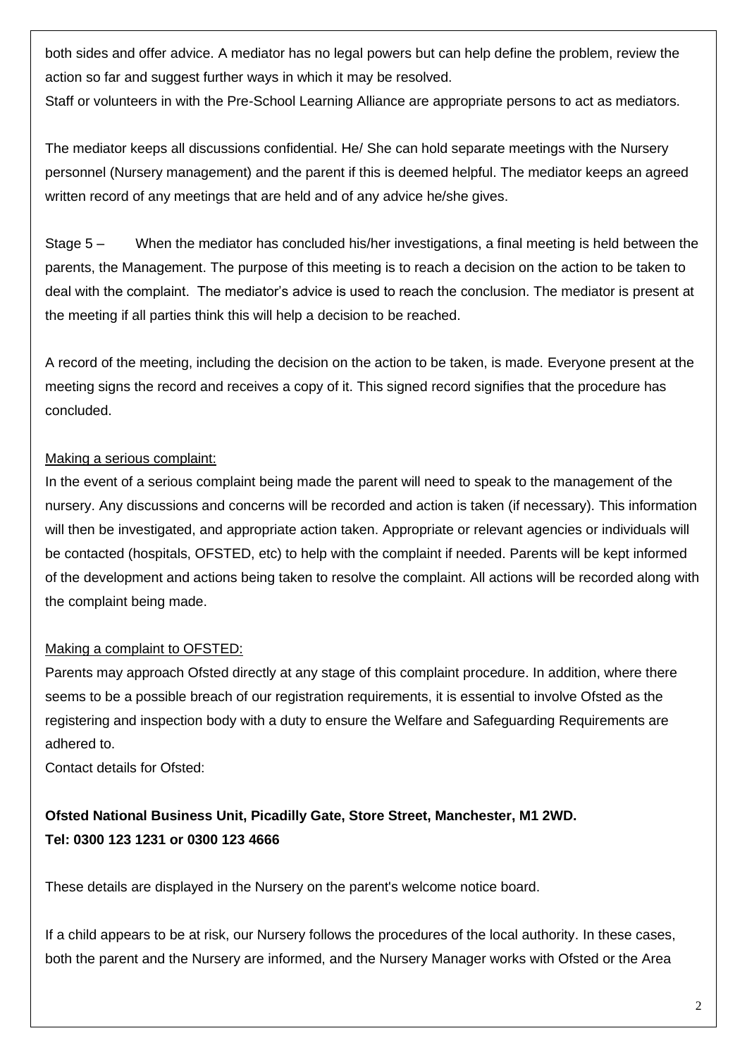both sides and offer advice. A mediator has no legal powers but can help define the problem, review the action so far and suggest further ways in which it may be resolved.

Staff or volunteers in with the Pre-School Learning Alliance are appropriate persons to act as mediators.

The mediator keeps all discussions confidential. He/ She can hold separate meetings with the Nursery personnel (Nursery management) and the parent if this is deemed helpful. The mediator keeps an agreed written record of any meetings that are held and of any advice he/she gives.

Stage 5 – When the mediator has concluded his/her investigations, a final meeting is held between the parents, the Management. The purpose of this meeting is to reach a decision on the action to be taken to deal with the complaint. The mediator's advice is used to reach the conclusion. The mediator is present at the meeting if all parties think this will help a decision to be reached.

A record of the meeting, including the decision on the action to be taken, is made. Everyone present at the meeting signs the record and receives a copy of it. This signed record signifies that the procedure has concluded.

Making a serious complaint:

In the event of a serious complaint being made the parent will need to speak to the management of the nursery. Any discussions and concerns will be recorded and action is taken (if necessary). This information will then be investigated, and appropriate action taken. Appropriate or relevant agencies or individuals will be contacted (hospitals, OFSTED, etc) to help with the complaint if needed. Parents will be kept informed of the development and actions being taken to resolve the complaint. All actions will be recorded along with the complaint being made.

Making a complaint to OFSTED:

Parents may approach Ofsted directly at any stage of this complaint procedure. In addition, where there seems to be a possible breach of our registration requirements, it is essential to involve Ofsted as the registering and inspection body with a duty to ensure the Welfare and Safeguarding Requirements are adhered to.

Contact details for Ofsted:

**Ofsted National Business Unit, Picadilly Gate, Store Street, Manchester, M1 2WD.**
**Tel: 0300 123 1231 or 0300 123 4666**

These details are displayed in the Nursery on the parent's welcome notice board.

If a child appears to be at risk, our Nursery follows the procedures of the local authority. In these cases, both the parent and the Nursery are informed, and the Nursery Manager works with Ofsted or the Area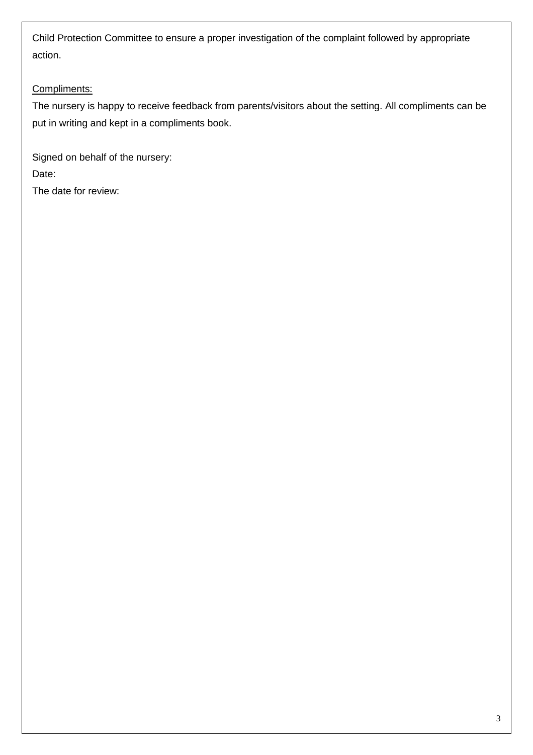Child Protection Committee to ensure a proper investigation of the complaint followed by appropriate action.

<u>Compliments:</u>

The nursery is happy to receive feedback from parents/visitors about the setting. All compliments can be put in writing and kept in a compliments book.

Signed on behalf of the nursery:

Date:

The date for review: